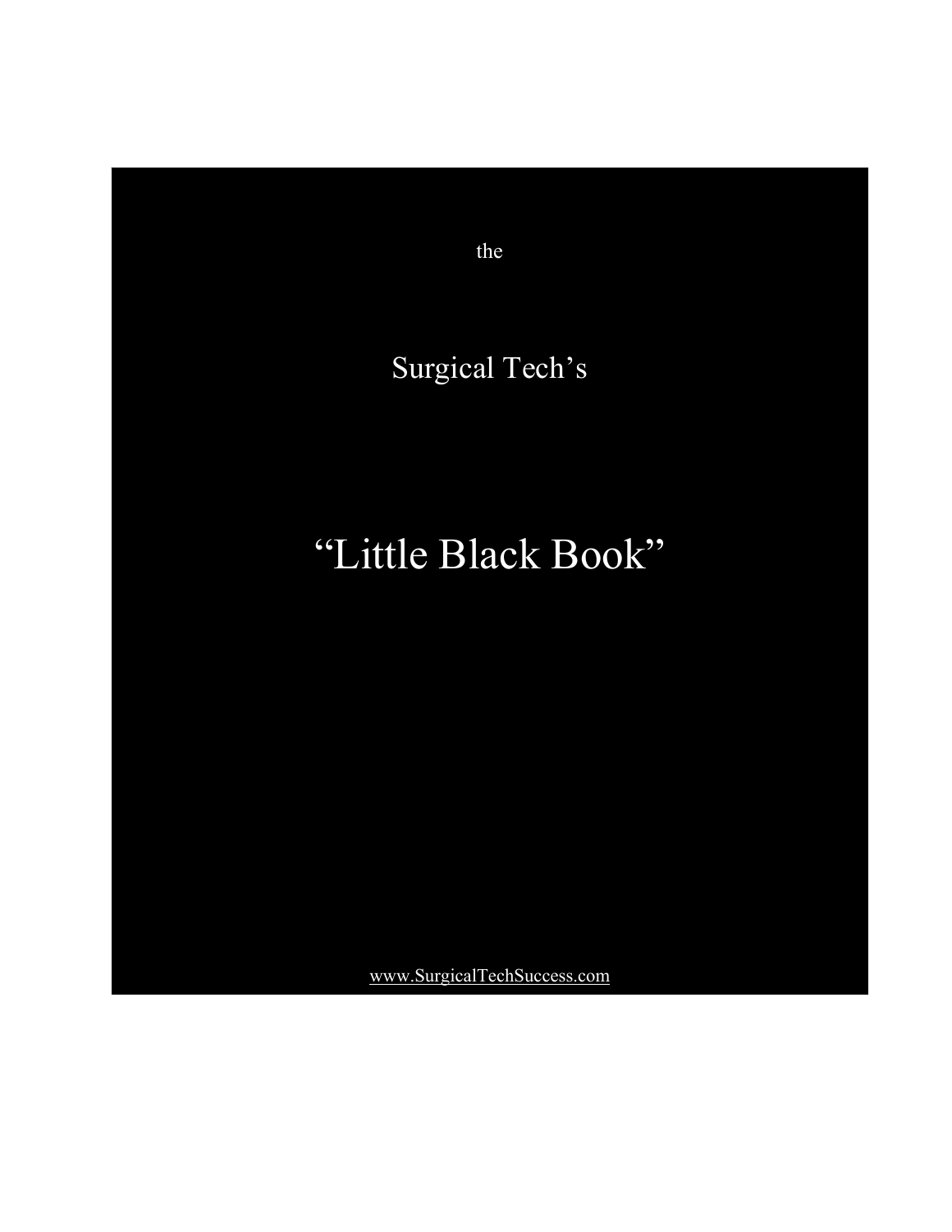the

Surgical Tech's

# "Little Black Book"

www.SurgicalTechSuccess.com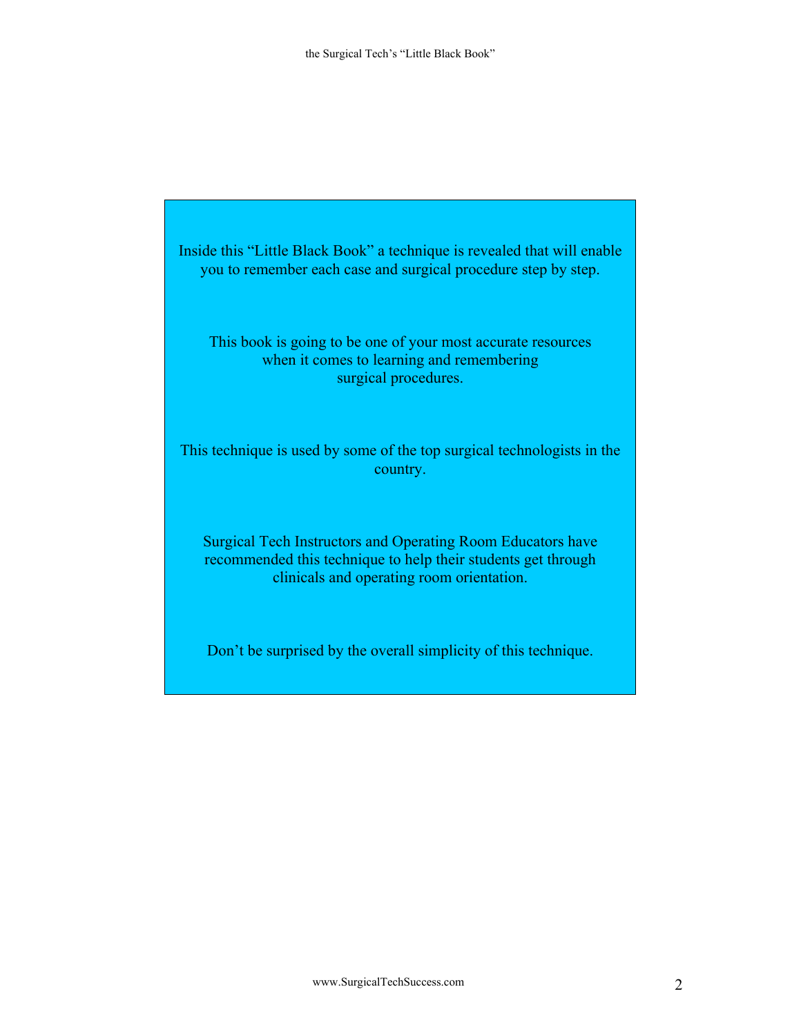Inside this "Little Black Book" a technique is revealed that will enable you to remember each case and surgical procedure step by step.

This book is going to be one of your most accurate resources when it comes to learning and remembering surgical procedures.

This technique is used by some of the top surgical technologists in the country.

Surgical Tech Instructors and Operating Room Educators have recommended this technique to help their students get through clinicals and operating room orientation.

Don't be surprised by the overall simplicity of this technique.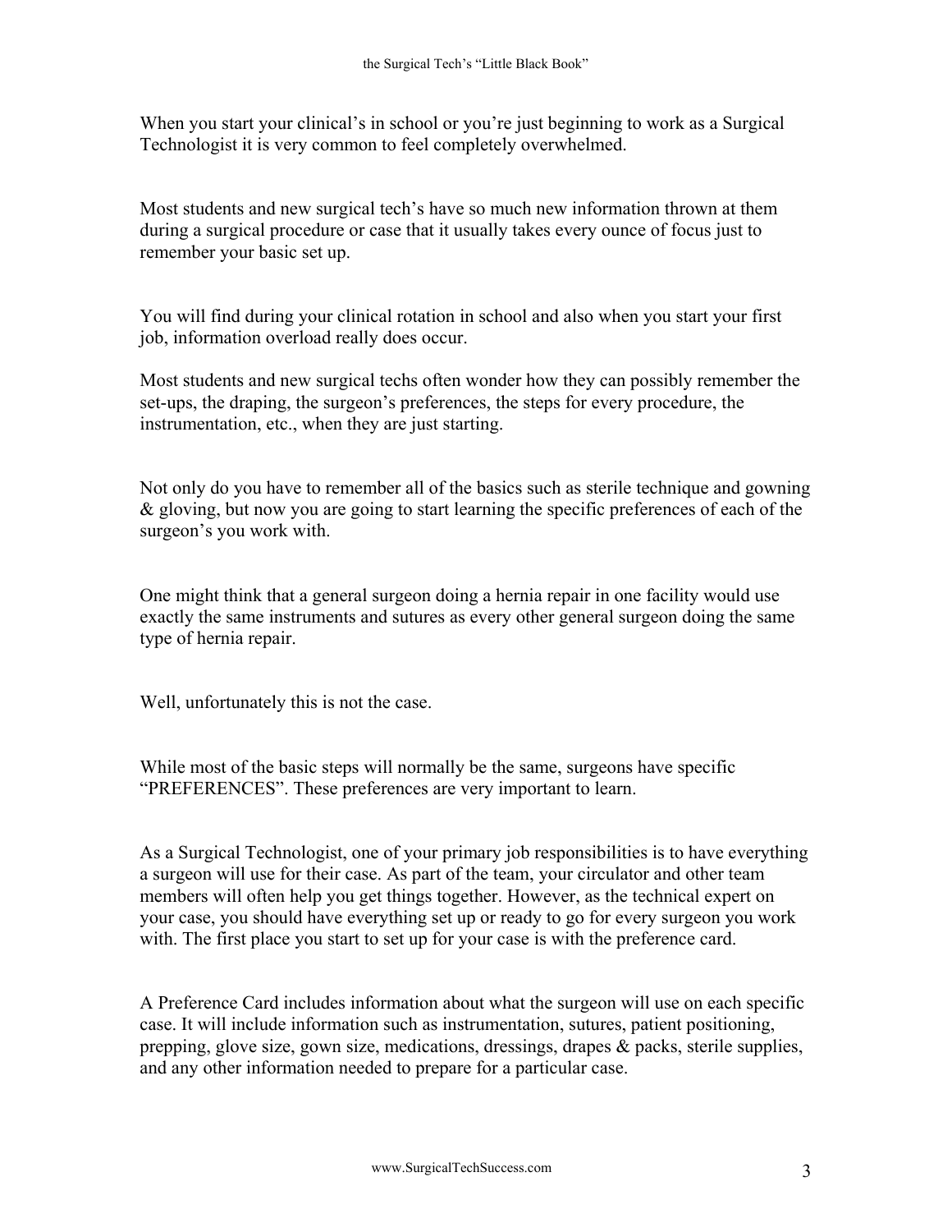When you start your clinical's in school or you're just beginning to work as a Surgical Technologist it is very common to feel completely overwhelmed.

Most students and new surgical tech's have so much new information thrown at them during a surgical procedure or case that it usually takes every ounce of focus just to remember your basic set up.

You will find during your clinical rotation in school and also when you start your first job, information overload really does occur.

Most students and new surgical techs often wonder how they can possibly remember the set-ups, the draping, the surgeon's preferences, the steps for every procedure, the instrumentation, etc., when they are just starting.

Not only do you have to remember all of the basics such as sterile technique and gowning & gloving, but now you are going to start learning the specific preferences of each of the surgeon's you work with.

One might think that a general surgeon doing a hernia repair in one facility would use exactly the same instruments and sutures as every other general surgeon doing the same type of hernia repair.

Well, unfortunately this is not the case.

While most of the basic steps will normally be the same, surgeons have specific "PREFERENCES". These preferences are very important to learn.

As a Surgical Technologist, one of your primary job responsibilities is to have everything a surgeon will use for their case. As part of the team, your circulator and other team members will often help you get things together. However, as the technical expert on your case, you should have everything set up or ready to go for every surgeon you work with. The first place you start to set up for your case is with the preference card.

A Preference Card includes information about what the surgeon will use on each specific case. It will include information such as instrumentation, sutures, patient positioning, prepping, glove size, gown size, medications, dressings, drapes & packs, sterile supplies, and any other information needed to prepare for a particular case.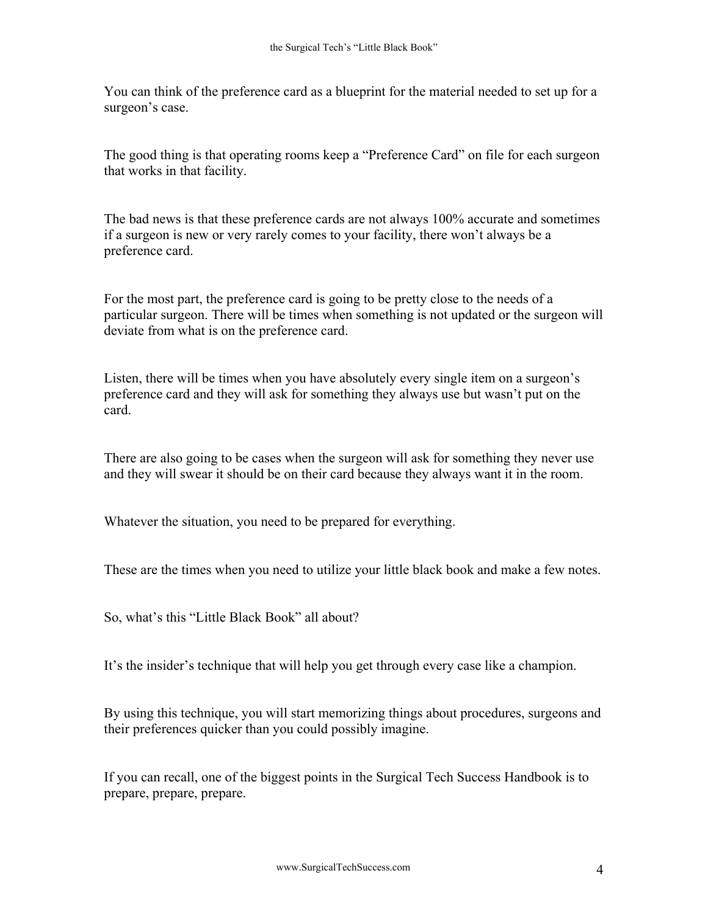You can think of the preference card as a blueprint for the material needed to set up for a surgeon's case.

The good thing is that operating rooms keep a "Preference Card" on file for each surgeon that works in that facility.

The bad news is that these preference cards are not always 100% accurate and sometimes if a surgeon is new or very rarely comes to your facility, there won't always be a preference card.

For the most part, the preference card is going to be pretty close to the needs of a particular surgeon. There will be times when something is not updated or the surgeon will deviate from what is on the preference card.

Listen, there will be times when you have absolutely every single item on a surgeon's preference card and they will ask for something they always use but wasn't put on the card.

There are also going to be cases when the surgeon will ask for something they never use and they will swear it should be on their card because they always want it in the room.

Whatever the situation, you need to be prepared for everything.

These are the times when you need to utilize your little black book and make a few notes.

So, what's this "Little Black Book" all about?

It's the insider's technique that will help you get through every case like a champion.

By using this technique, you will start memorizing things about procedures, surgeons and their preferences quicker than you could possibly imagine.

If you can recall, one of the biggest points in the Surgical Tech Success Handbook is to prepare, prepare, prepare.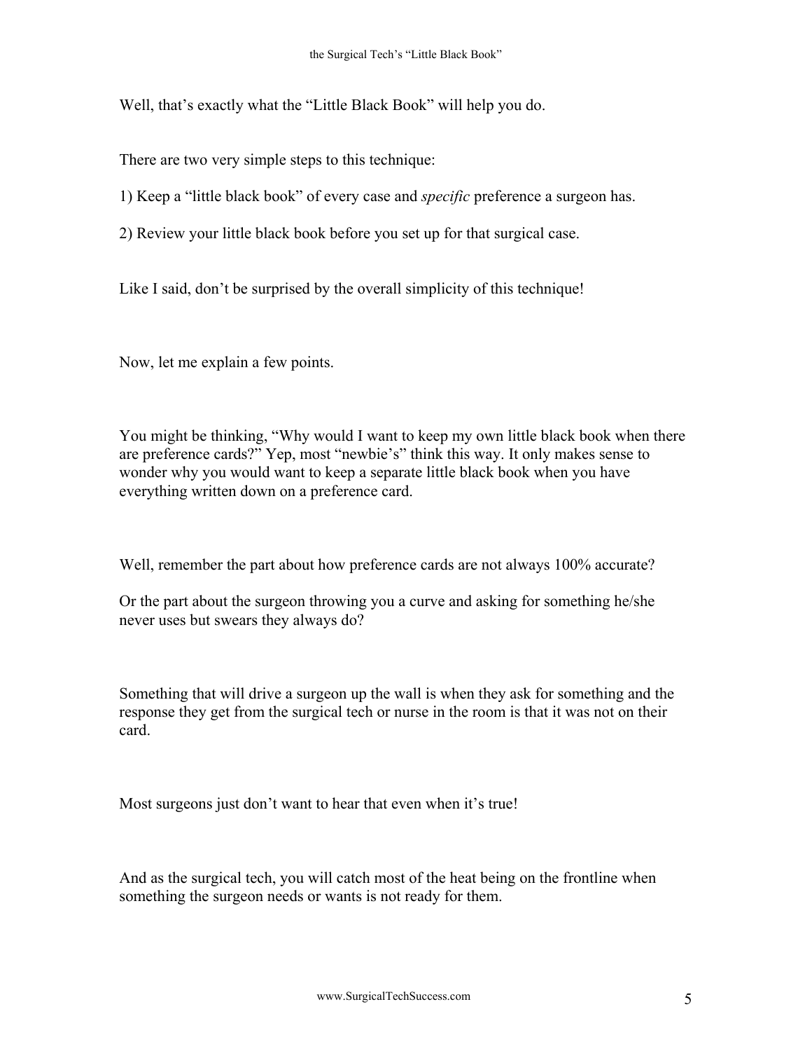Well, that's exactly what the "Little Black Book" will help you do.

There are two very simple steps to this technique:

1) Keep a "little black book" of every case and *specific* preference a surgeon has.

2) Review your little black book before you set up for that surgical case.

Like I said, don't be surprised by the overall simplicity of this technique!

Now, let me explain a few points.

You might be thinking, "Why would I want to keep my own little black book when there are preference cards?" Yep, most "newbie's" think this way. It only makes sense to wonder why you would want to keep a separate little black book when you have everything written down on a preference card.

Well, remember the part about how preference cards are not always 100% accurate?

Or the part about the surgeon throwing you a curve and asking for something he/she never uses but swears they always do?

Something that will drive a surgeon up the wall is when they ask for something and the response they get from the surgical tech or nurse in the room is that it was not on their card.

Most surgeons just don't want to hear that even when it's true!

And as the surgical tech, you will catch most of the heat being on the frontline when something the surgeon needs or wants is not ready for them.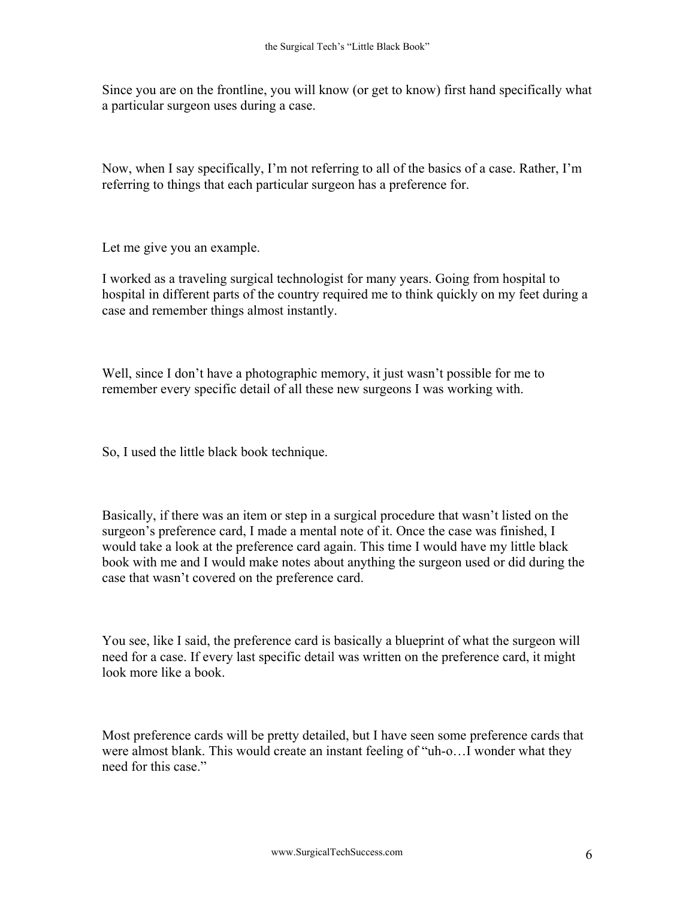Since you are on the frontline, you will know (or get to know) first hand specifically what a particular surgeon uses during a case.

Now, when I say specifically, I'm not referring to all of the basics of a case. Rather, I'm referring to things that each particular surgeon has a preference for.

Let me give you an example.

I worked as a traveling surgical technologist for many years. Going from hospital to hospital in different parts of the country required me to think quickly on my feet during a case and remember things almost instantly.

Well, since I don't have a photographic memory, it just wasn't possible for me to remember every specific detail of all these new surgeons I was working with.

So, I used the little black book technique.

Basically, if there was an item or step in a surgical procedure that wasn't listed on the surgeon's preference card, I made a mental note of it. Once the case was finished, I would take a look at the preference card again. This time I would have my little black book with me and I would make notes about anything the surgeon used or did during the case that wasn't covered on the preference card.

You see, like I said, the preference card is basically a blueprint of what the surgeon will need for a case. If every last specific detail was written on the preference card, it might look more like a book.

Most preference cards will be pretty detailed, but I have seen some preference cards that were almost blank. This would create an instant feeling of "uh-o…I wonder what they need for this case."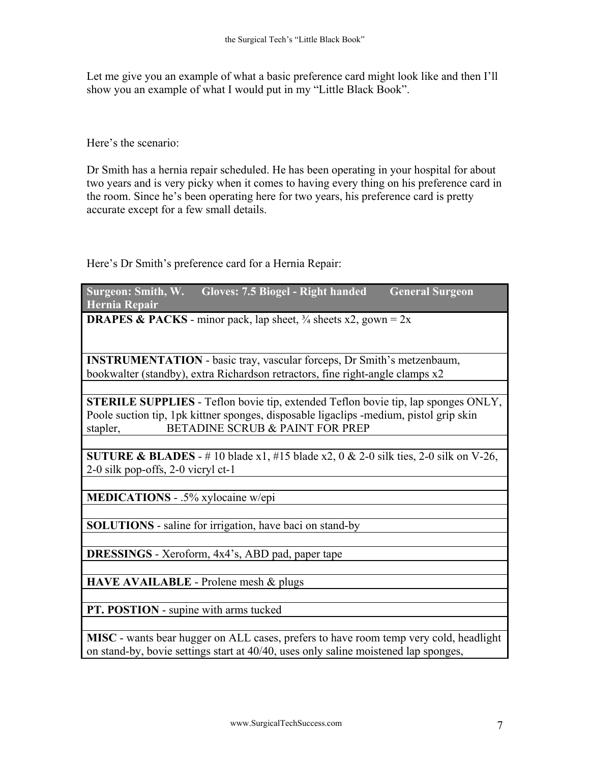Let me give you an example of what a basic preference card might look like and then I'll show you an example of what I would put in my "Little Black Book".

Here's the scenario:

Dr Smith has a hernia repair scheduled. He has been operating in your hospital for about two years and is very picky when it comes to having every thing on his preference card in the room. Since he's been operating here for two years, his preference card is pretty accurate except for a few small details.

Here's Dr Smith's preference card for a Hernia Repair:

| **Surgeon: Smith, W. Gloves: 7.5 Biogel - Right handed General Surgeon Hernia Repair** |
|---|
| **DRAPES & PACKS** - minor pack, lap sheet, ¾ sheets x2, gown = 2x |
| **INSTRUMENTATION** - basic tray, vascular forceps, Dr Smith's metzenbaum, bookwalter (standby), extra Richardson retractors, fine right-angle clamps x2 |
| **STERILE SUPPLIES** - Teflon bovie tip, extended Teflon bovie tip, lap sponges ONLY, Poole suction tip, 1pk kittner sponges, disposable ligaclips -medium, pistol grip skin stapler, BETADINE SCRUB & PAINT FOR PREP |
| **SUTURE & BLADES** - # 10 blade x1, #15 blade x2, 0 & 2-0 silk ties, 2-0 silk on V-26, 2-0 silk pop-offs, 2-0 vicryl ct-1 |
| **MEDICATIONS** - .5% xylocaine w/epi |
| **SOLUTIONS** - saline for irrigation, have baci on stand-by |
| **DRESSINGS** - Xeroform, 4x4's, ABD pad, paper tape |
| **HAVE AVAILABLE** - Prolene mesh & plugs |
| **PT. POSTION** - supine with arms tucked |
| **MISC** - wants bear hugger on ALL cases, prefers to have room temp very cold, headlight on stand-by, bovie settings start at 40/40, uses only saline moistened lap sponges, |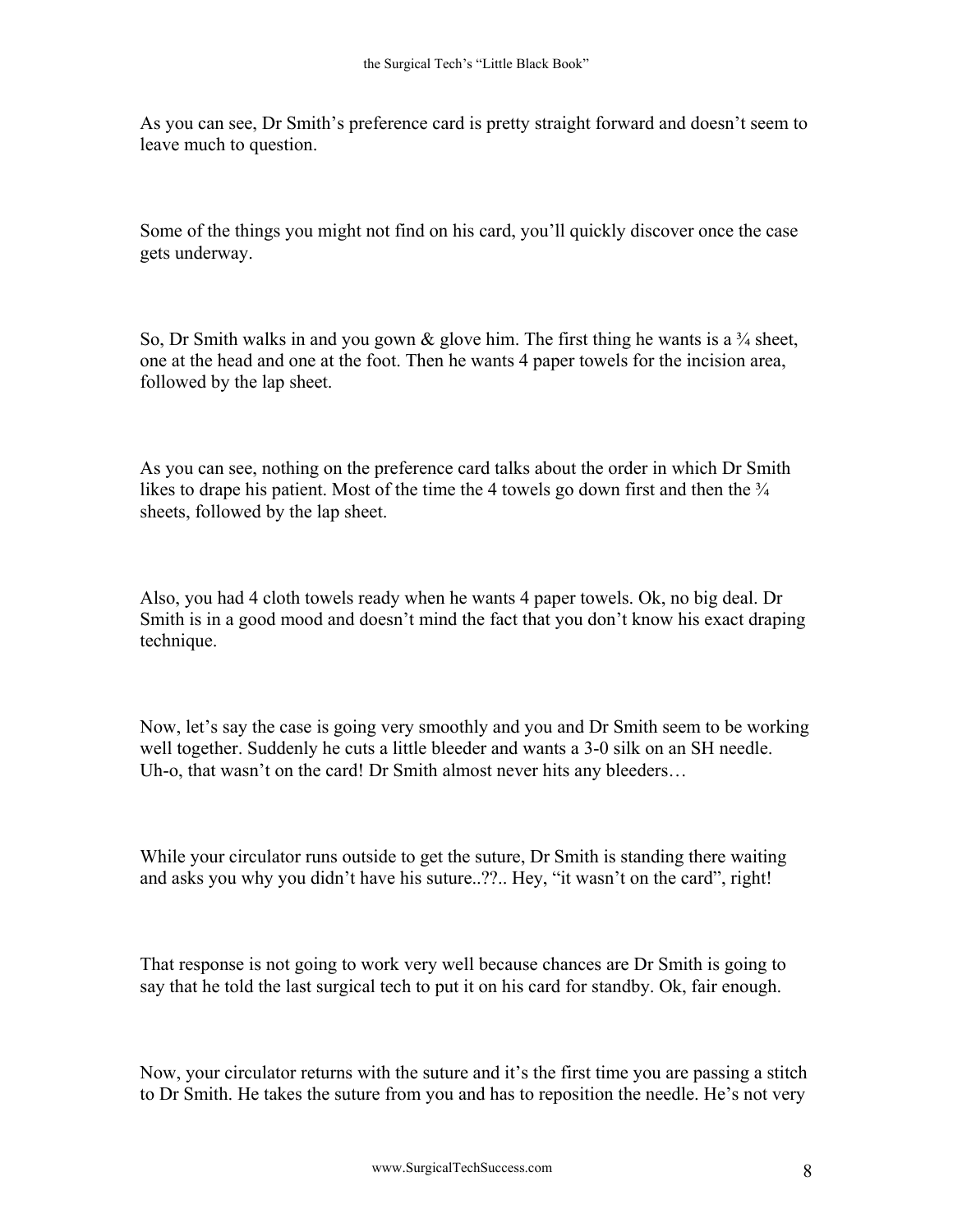As you can see, Dr Smith's preference card is pretty straight forward and doesn't seem to leave much to question.

Some of the things you might not find on his card, you'll quickly discover once the case gets underway.

So, Dr Smith walks in and you gown & glove him. The first thing he wants is a ¾ sheet, one at the head and one at the foot. Then he wants 4 paper towels for the incision area, followed by the lap sheet.

As you can see, nothing on the preference card talks about the order in which Dr Smith likes to drape his patient. Most of the time the 4 towels go down first and then the ¾ sheets, followed by the lap sheet.

Also, you had 4 cloth towels ready when he wants 4 paper towels. Ok, no big deal. Dr Smith is in a good mood and doesn't mind the fact that you don't know his exact draping technique.

Now, let's say the case is going very smoothly and you and Dr Smith seem to be working well together. Suddenly he cuts a little bleeder and wants a 3-0 silk on an SH needle. Uh-o, that wasn't on the card! Dr Smith almost never hits any bleeders…

While your circulator runs outside to get the suture, Dr Smith is standing there waiting and asks you why you didn't have his suture..??.. Hey, "it wasn't on the card", right!

That response is not going to work very well because chances are Dr Smith is going to say that he told the last surgical tech to put it on his card for standby. Ok, fair enough.

Now, your circulator returns with the suture and it's the first time you are passing a stitch to Dr Smith. He takes the suture from you and has to reposition the needle. He's not very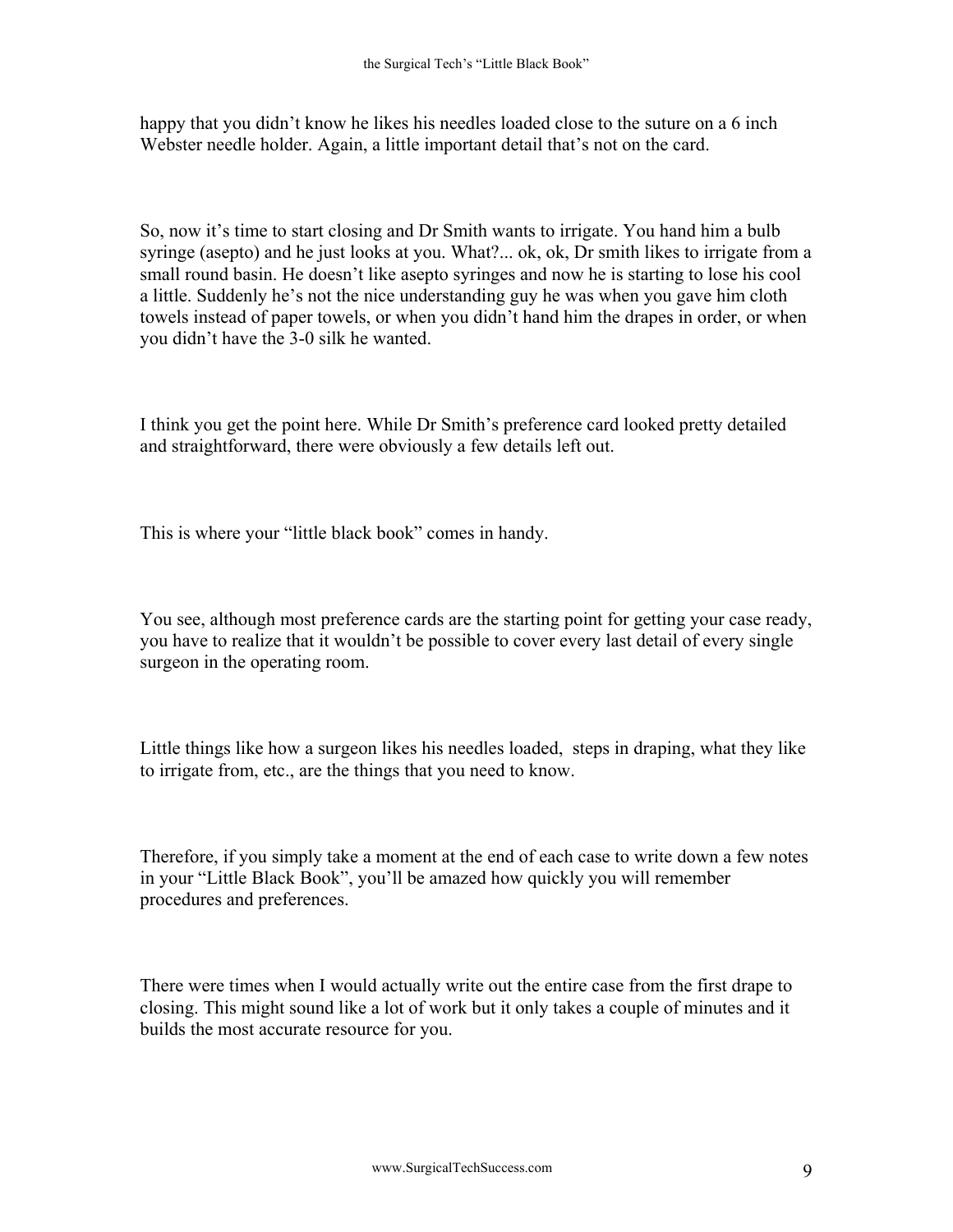happy that you didn't know he likes his needles loaded close to the suture on a 6 inch Webster needle holder. Again, a little important detail that's not on the card.

So, now it's time to start closing and Dr Smith wants to irrigate. You hand him a bulb syringe (asepto) and he just looks at you. What?... ok, ok, Dr smith likes to irrigate from a small round basin. He doesn't like asepto syringes and now he is starting to lose his cool a little. Suddenly he's not the nice understanding guy he was when you gave him cloth towels instead of paper towels, or when you didn't hand him the drapes in order, or when you didn't have the 3-0 silk he wanted.

I think you get the point here. While Dr Smith's preference card looked pretty detailed and straightforward, there were obviously a few details left out.

This is where your "little black book" comes in handy.

You see, although most preference cards are the starting point for getting your case ready, you have to realize that it wouldn't be possible to cover every last detail of every single surgeon in the operating room.

Little things like how a surgeon likes his needles loaded, steps in draping, what they like to irrigate from, etc., are the things that you need to know.

Therefore, if you simply take a moment at the end of each case to write down a few notes in your "Little Black Book", you'll be amazed how quickly you will remember procedures and preferences.

There were times when I would actually write out the entire case from the first drape to closing. This might sound like a lot of work but it only takes a couple of minutes and it builds the most accurate resource for you.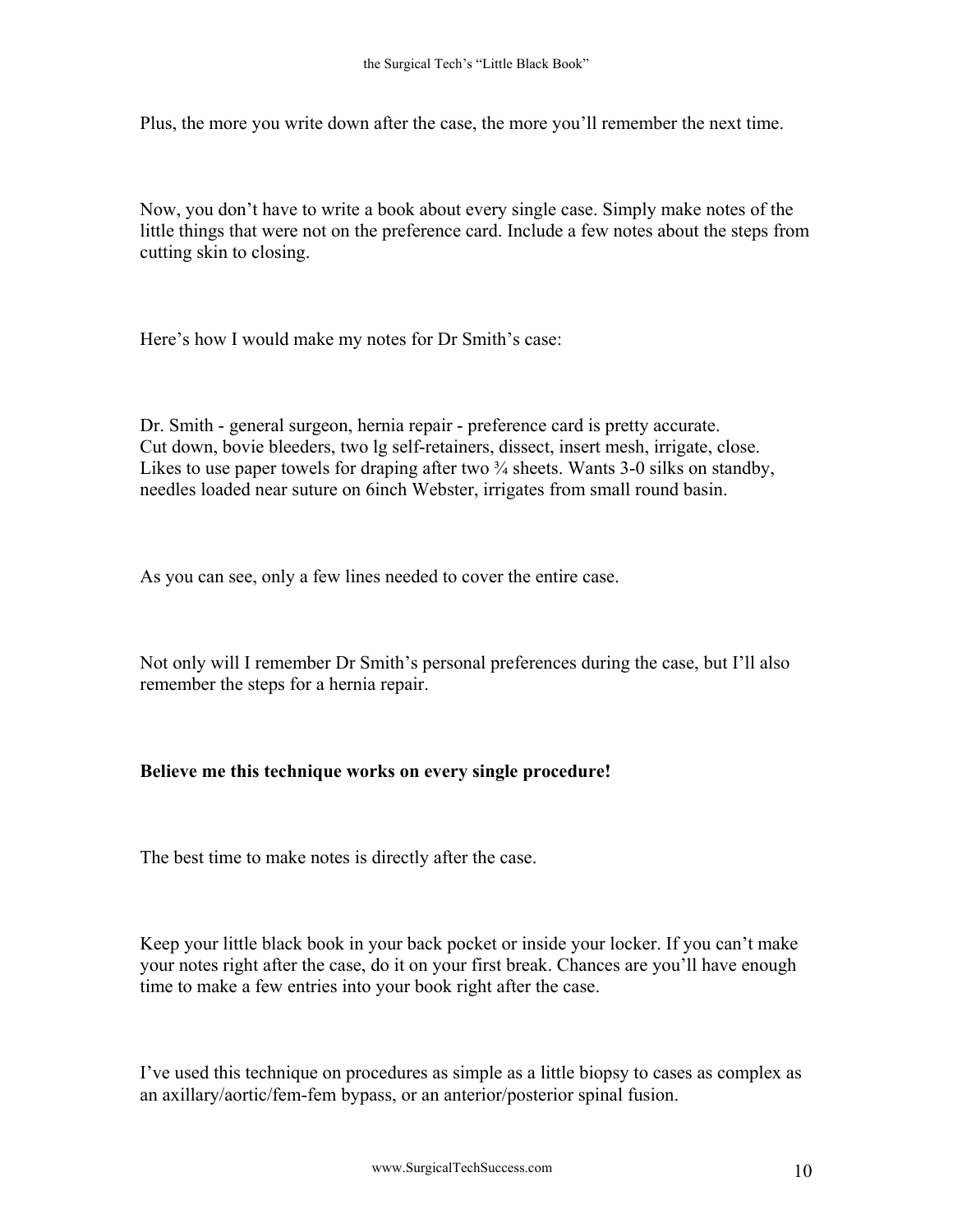Plus, the more you write down after the case, the more you'll remember the next time.

Now, you don't have to write a book about every single case. Simply make notes of the little things that were not on the preference card. Include a few notes about the steps from cutting skin to closing.

Here's how I would make my notes for Dr Smith's case:

Dr. Smith - general surgeon, hernia repair - preference card is pretty accurate.
Cut down, bovie bleeders, two lg self-retainers, dissect, insert mesh, irrigate, close.
Likes to use paper towels for draping after two ¾ sheets. Wants 3-0 silks on standby, needles loaded near suture on 6inch Webster, irrigates from small round basin.

As you can see, only a few lines needed to cover the entire case.

Not only will I remember Dr Smith's personal preferences during the case, but I'll also remember the steps for a hernia repair.

**Believe me this technique works on every single procedure!**

The best time to make notes is directly after the case.

Keep your little black book in your back pocket or inside your locker. If you can't make your notes right after the case, do it on your first break. Chances are you'll have enough time to make a few entries into your book right after the case.

I've used this technique on procedures as simple as a little biopsy to cases as complex as an axillary/aortic/fem-fem bypass, or an anterior/posterior spinal fusion.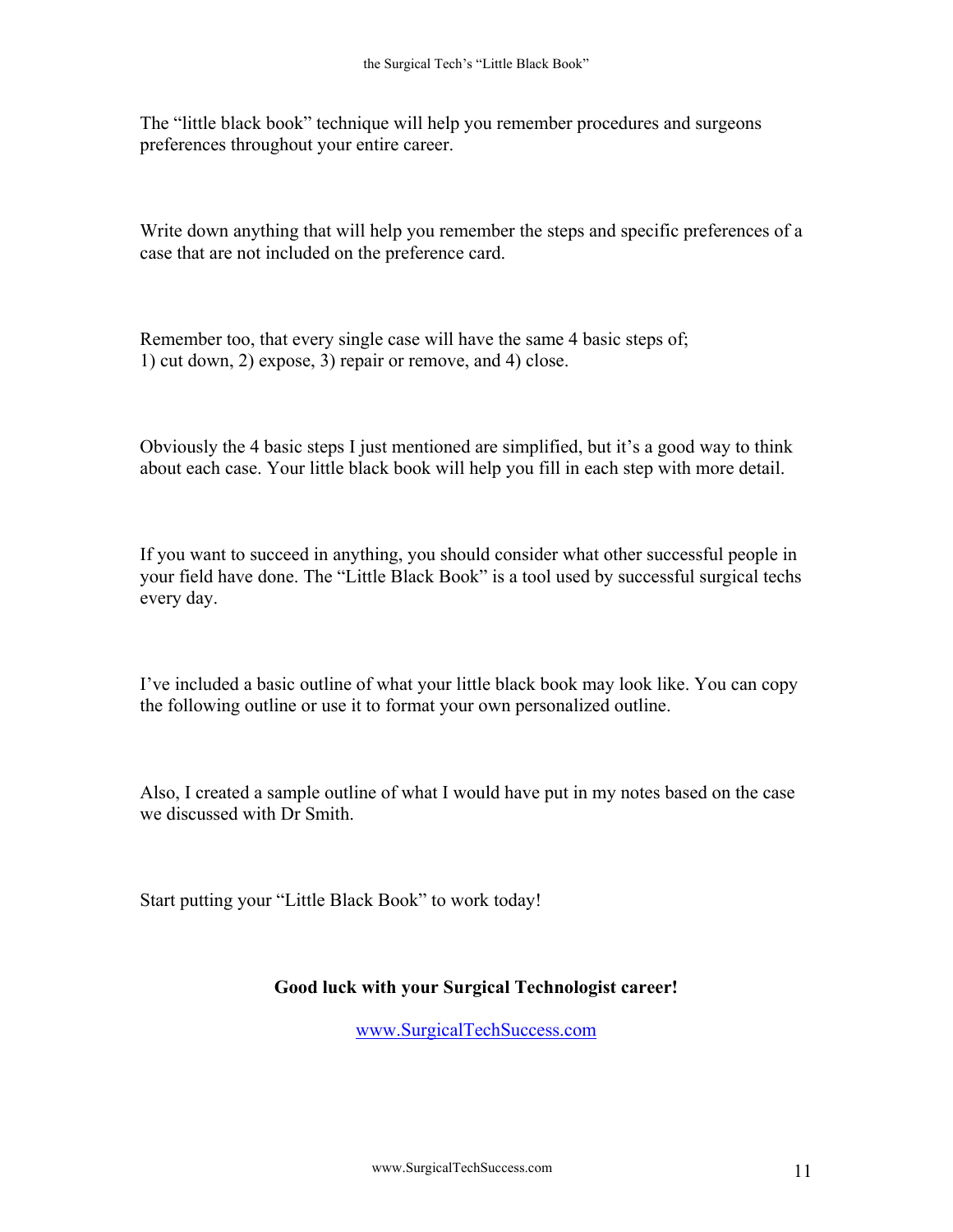The “little black book” technique will help you remember procedures and surgeons preferences throughout your entire career.

Write down anything that will help you remember the steps and specific preferences of a case that are not included on the preference card.

Remember too, that every single case will have the same 4 basic steps of;
1) cut down, 2) expose, 3) repair or remove, and 4) close.

Obviously the 4 basic steps I just mentioned are simplified, but it’s a good way to think about each case. Your little black book will help you fill in each step with more detail.

If you want to succeed in anything, you should consider what other successful people in your field have done. The “Little Black Book” is a tool used by successful surgical techs every day.

I’ve included a basic outline of what your little black book may look like. You can copy the following outline or use it to format your own personalized outline.

Also, I created a sample outline of what I would have put in my notes based on the case we discussed with Dr Smith.

Start putting your “Little Black Book” to work today!

**Good luck with your Surgical Technologist career!**

www.SurgicalTechSuccess.com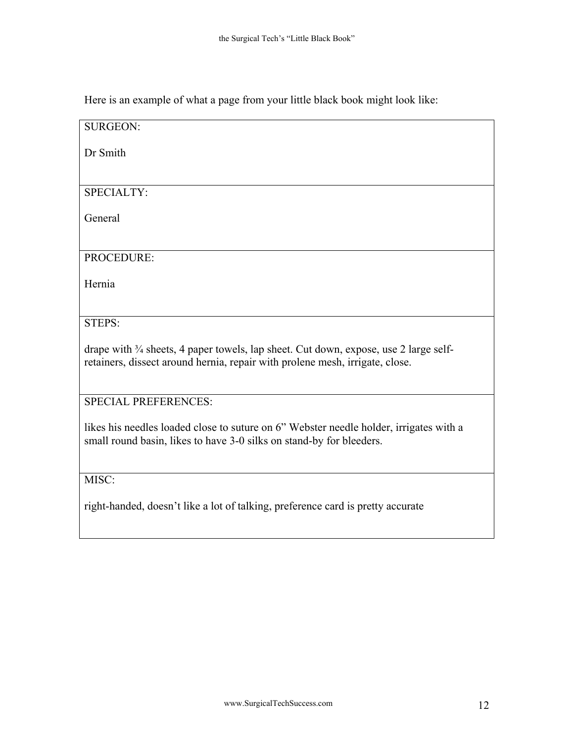Here is an example of what a page from your little black book might look like:

| SURGEON: |
|---|
| Dr Smith |
| SPECIALTY: |
| General |
| PROCEDURE: |
| Hernia |
| STEPS: |
| drape with ¾ sheets, 4 paper towels, lap sheet. Cut down, expose, use 2 large self-retainers, dissect around hernia, repair with prolene mesh, irrigate, close. |
| SPECIAL PREFERENCES: |
| likes his needles loaded close to suture on 6" Webster needle holder, irrigates with a small round basin, likes to have 3-0 silks on stand-by for bleeders. |
| MISC: |
| right-handed, doesn't like a lot of talking, preference card is pretty accurate |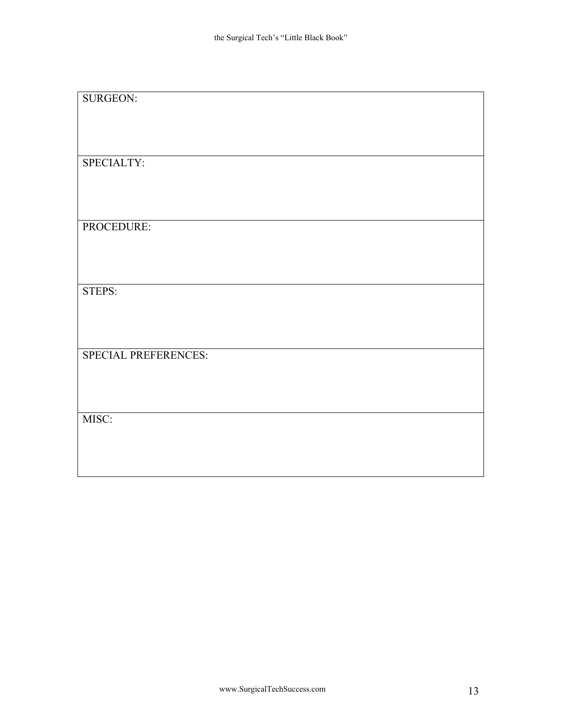| SURGEON: |
| --- |
| SPECIALTY: |
| PROCEDURE: |
| STEPS: |
| SPECIAL PREFERENCES: |
| MISC: |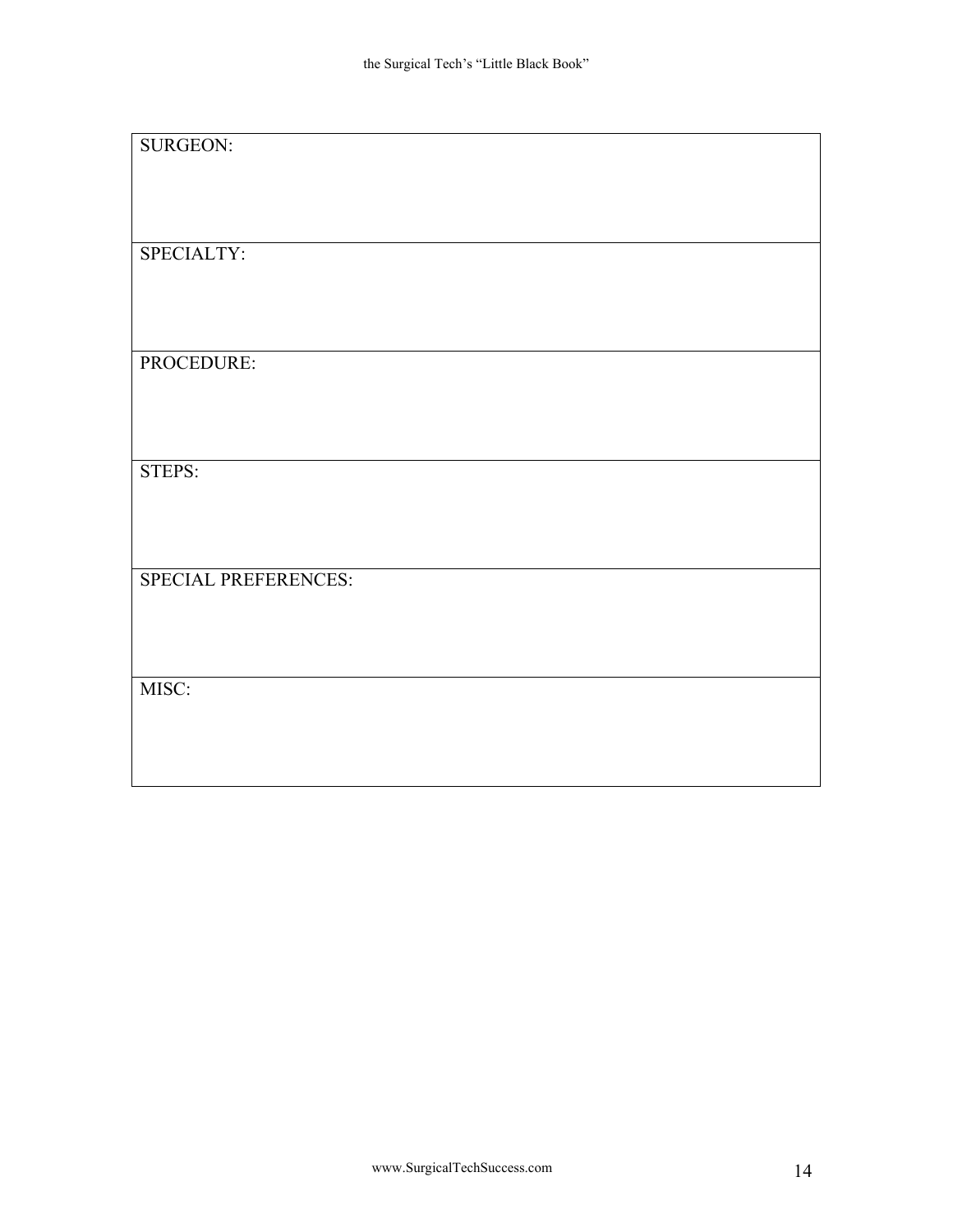| SURGEON: |
|---|
| SPECIALTY: |
| PROCEDURE: |
| STEPS: |
| SPECIAL PREFERENCES: |
| MISC: |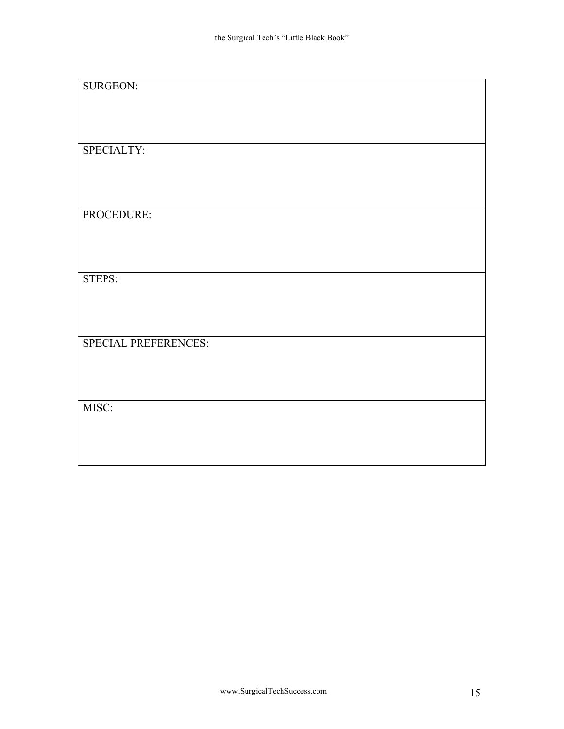| SURGEON: |
| --- |
| SPECIALTY: |
| PROCEDURE: |
| STEPS: |
| SPECIAL PREFERENCES: |
| MISC: |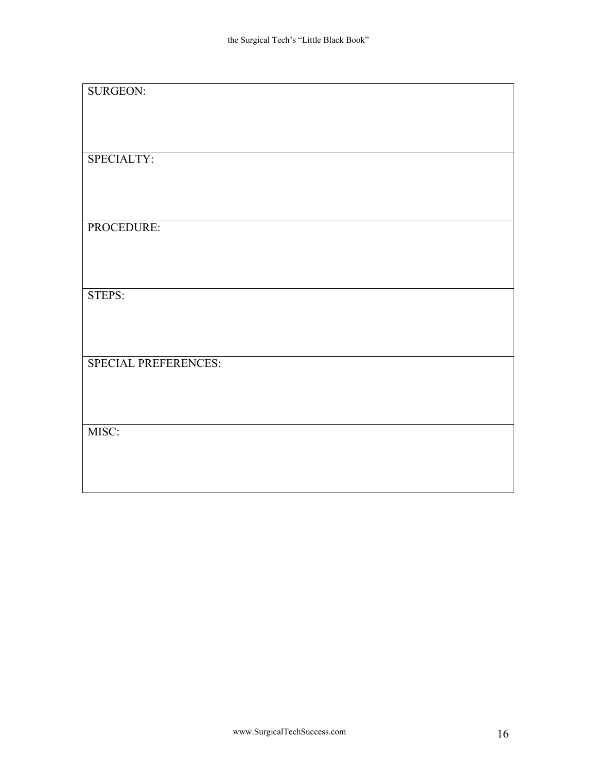| SURGEON: |
|---|
| SPECIALTY: |
| PROCEDURE: |
| STEPS: |
| SPECIAL PREFERENCES: |
| MISC: |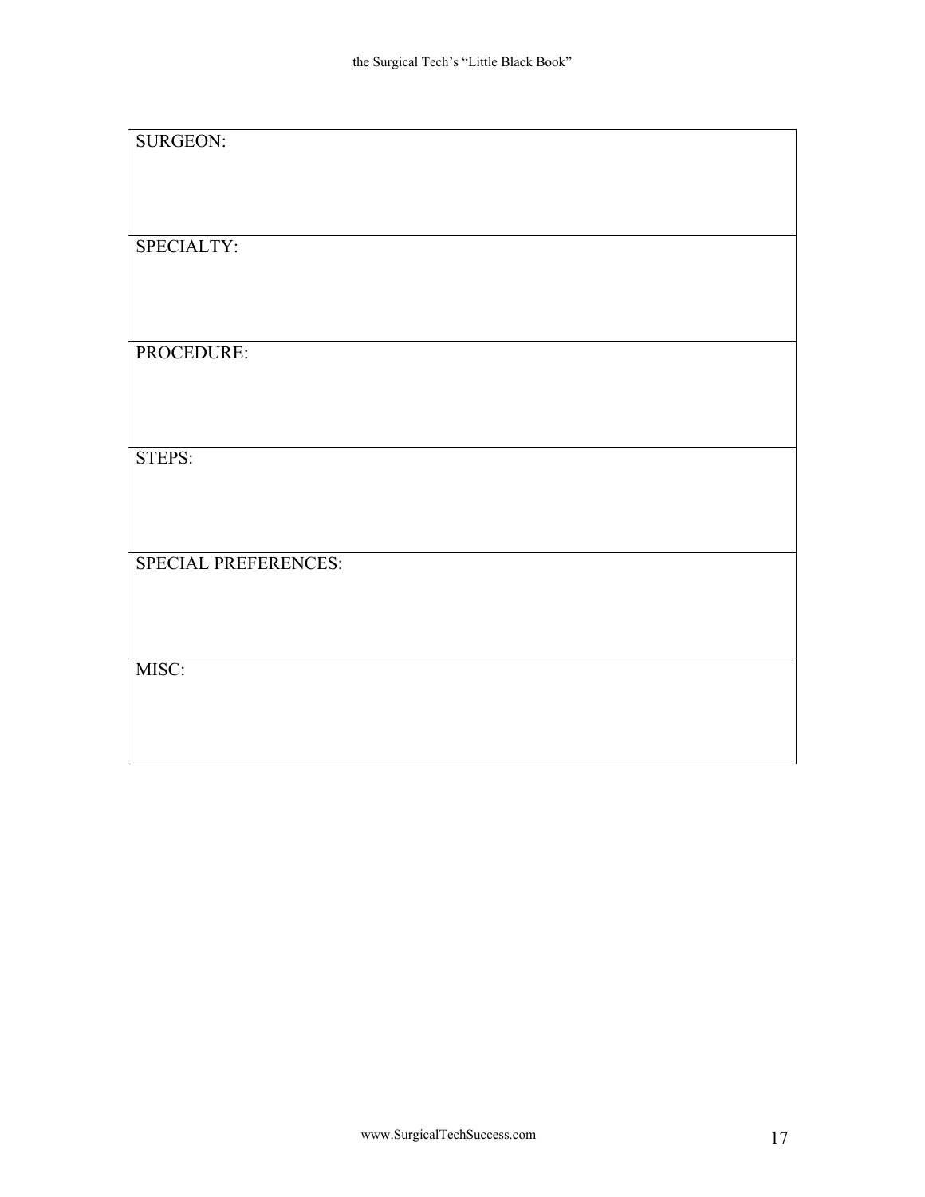| SURGEON: |
| --- |
| SPECIALTY: |
| PROCEDURE: |
| STEPS: |
| SPECIAL PREFERENCES: |
| MISC: |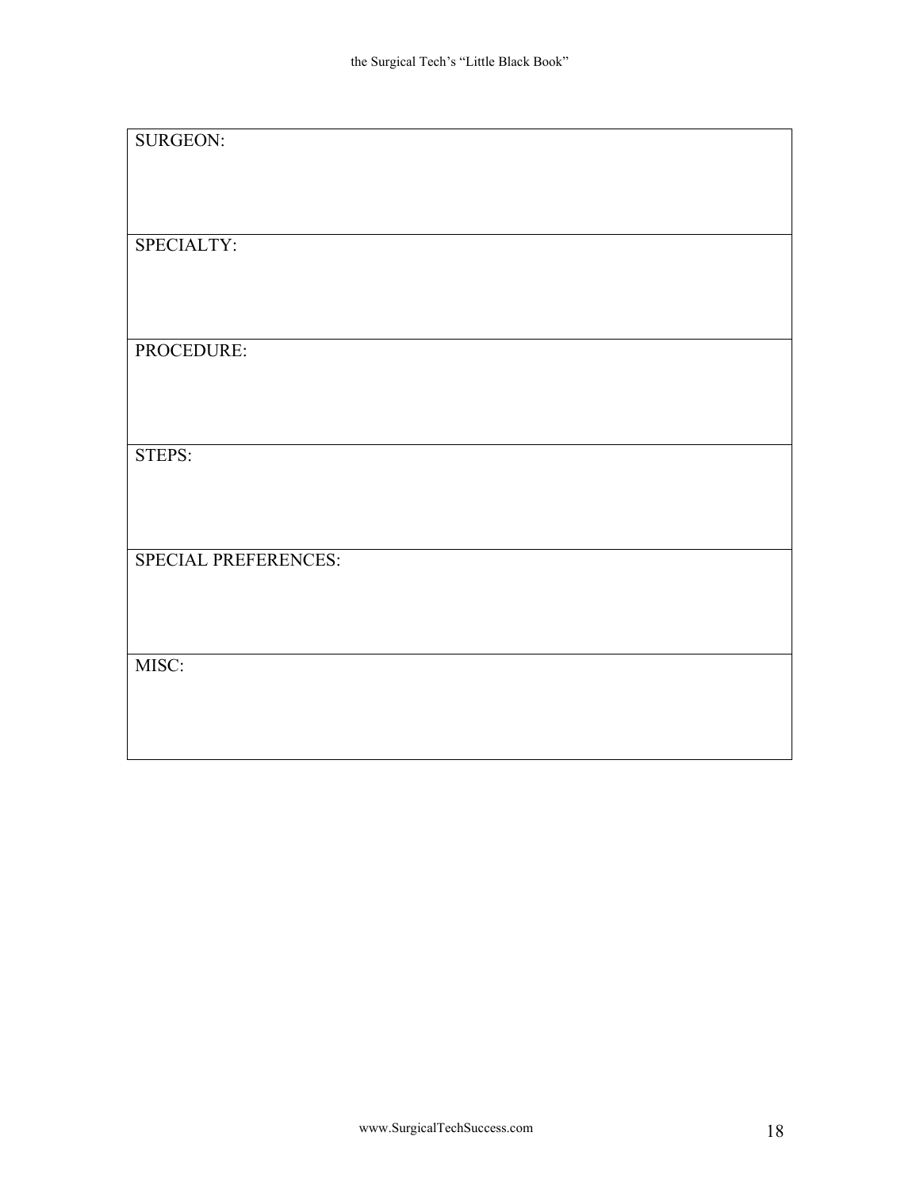| |
|---|
| SURGEON: |
| SPECIALTY: |
| PROCEDURE: |
| STEPS: |
| SPECIAL PREFERENCES: |
| MISC: |